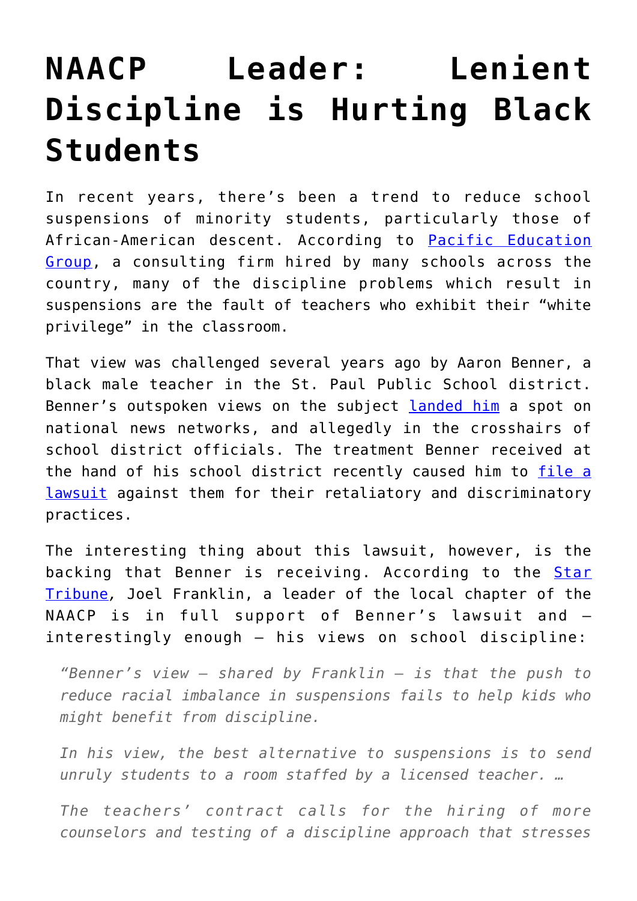# NAACP Leader: Lenient Discipline is Hurting Black Students

In recent years, there's been a trend to reduce school suspensions of minority students, particularly those of African-American descent. According to Pacific Education Group, a consulting firm hired by many schools across the country, many of the discipline problems which result in suspensions are the fault of teachers who exhibit their "white privilege" in the classroom.

That view was challenged several years ago by Aaron Benner, a black male teacher in the St. Paul Public School district. Benner's outspoken views on the subject landed him a spot on national news networks, and allegedly in the crosshairs of school district officials. The treatment Benner received at the hand of his school district recently caused him to file a lawsuit against them for their retaliatory and discriminatory practices.

The interesting thing about this lawsuit, however, is the backing that Benner is receiving. According to the Star Tribune, Joel Franklin, a leader of the local chapter of the NAACP is in full support of Benner's lawsuit and – interestingly enough – his views on school discipline:

> *"Benner's view – shared by Franklin – is that the push to reduce racial imbalance in suspensions fails to help kids who might benefit from discipline.*
>
> *In his view, the best alternative to suspensions is to send unruly students to a room staffed by a licensed teacher. …*
>
> *The teachers' contract calls for the hiring of more counselors and testing of a discipline approach that stresses*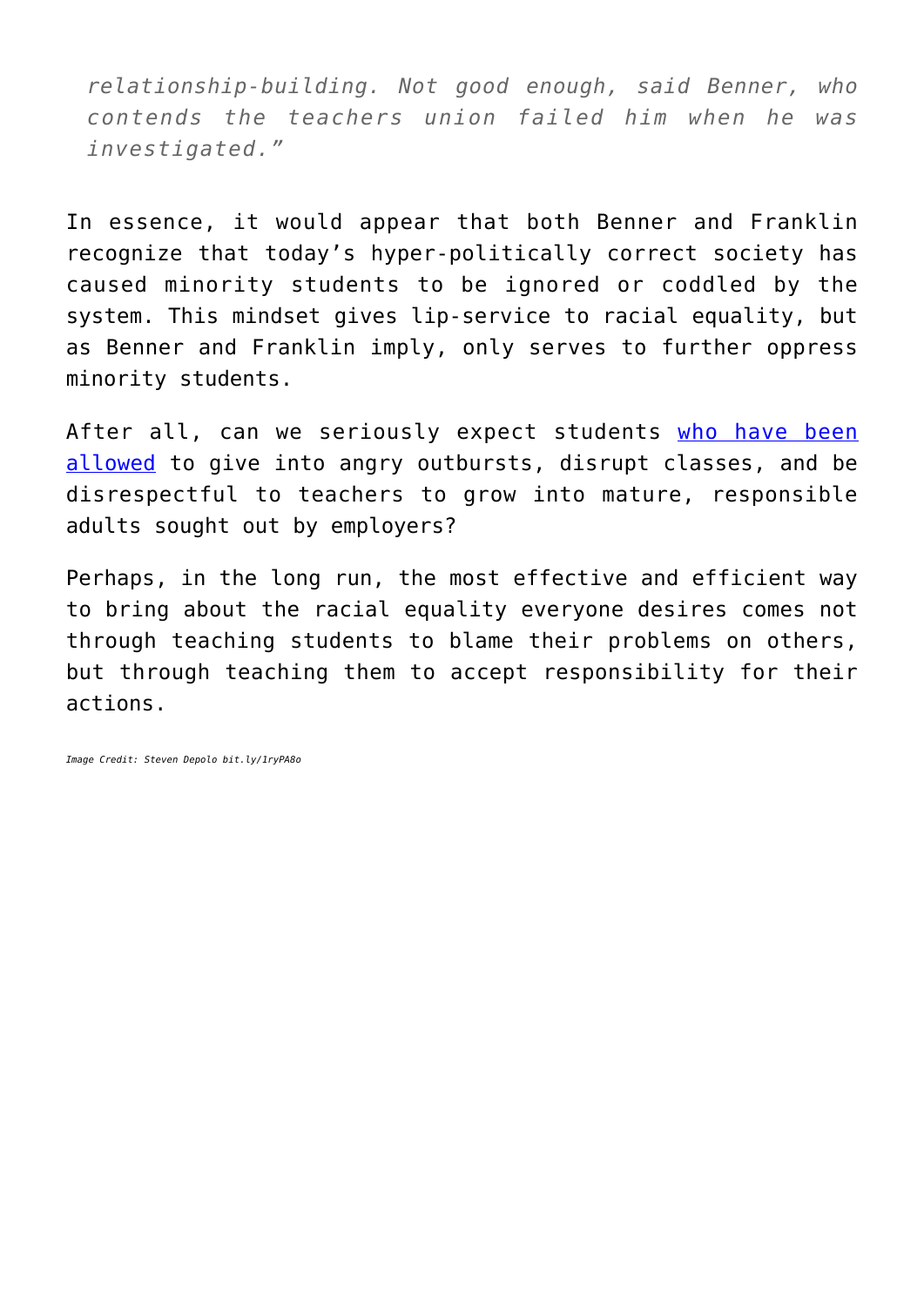*relationship-building. Not good enough, said Benner, who contends the teachers union failed him when he was investigated."*

In essence, it would appear that both Benner and Franklin recognize that today's hyper-politically correct society has caused minority students to be ignored or coddled by the system. This mindset gives lip-service to racial equality, but as Benner and Franklin imply, only serves to further oppress minority students.

After all, can we seriously expect students [who have been allowed] to give into angry outbursts, disrupt classes, and be disrespectful to teachers to grow into mature, responsible adults sought out by employers?

Perhaps, in the long run, the most effective and efficient way to bring about the racial equality everyone desires comes not through teaching students to blame their problems on others, but through teaching them to accept responsibility for their actions.

*Image Credit: Steven Depolo bit.ly/1ryPA8o*